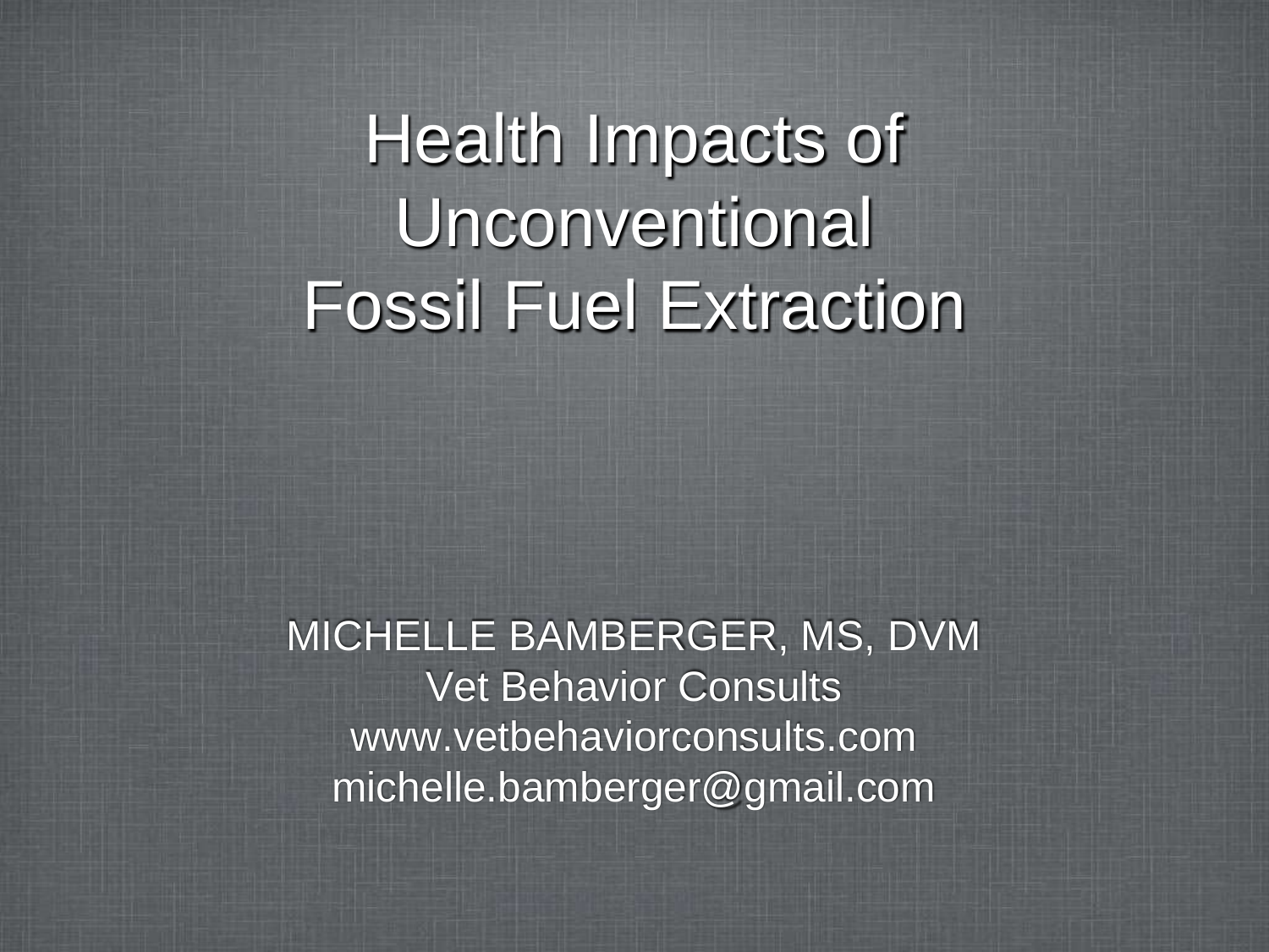# Health Impacts of Unconventional Fossil Fuel Extraction

MICHELLE BAMBERGER, MS, DVM
Vet Behavior Consults
www.vetbehaviorconsults.com
michelle.bamberger@gmail.com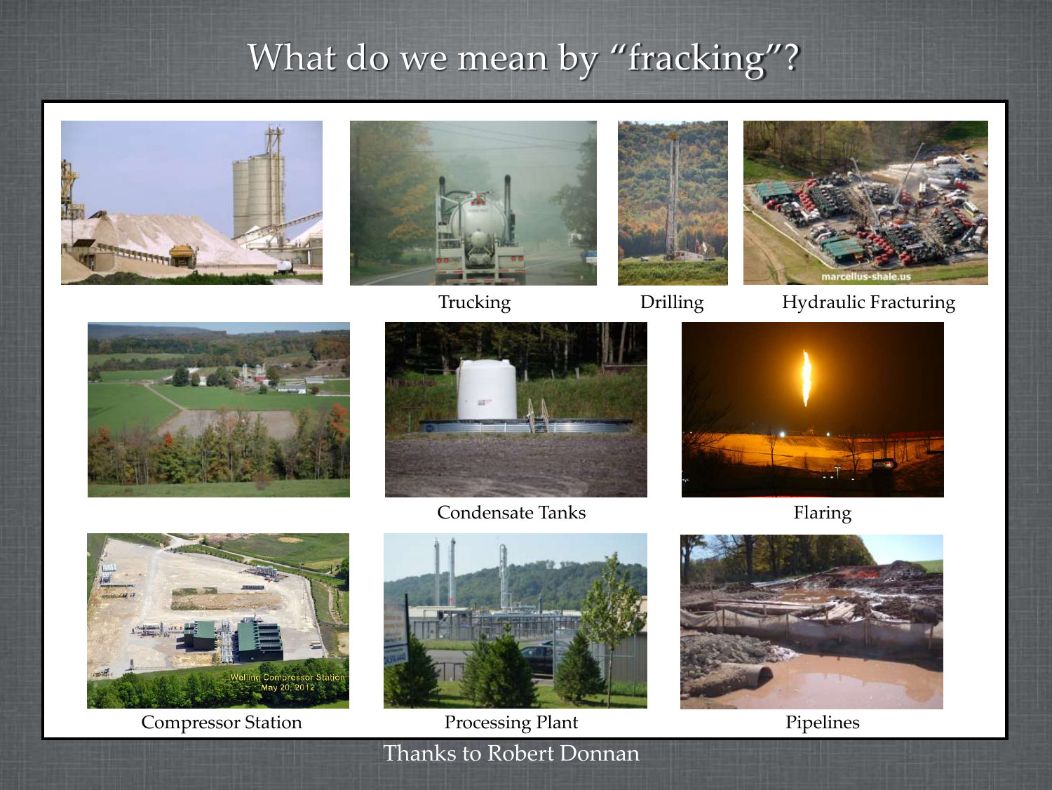# What do we mean by "fracking"?

Trucking

Drilling

Hydraulic Fracturing

Condensate Tanks

Flaring

Compressor Station

Processing Plant

Pipelines

Thanks to Robert Donnan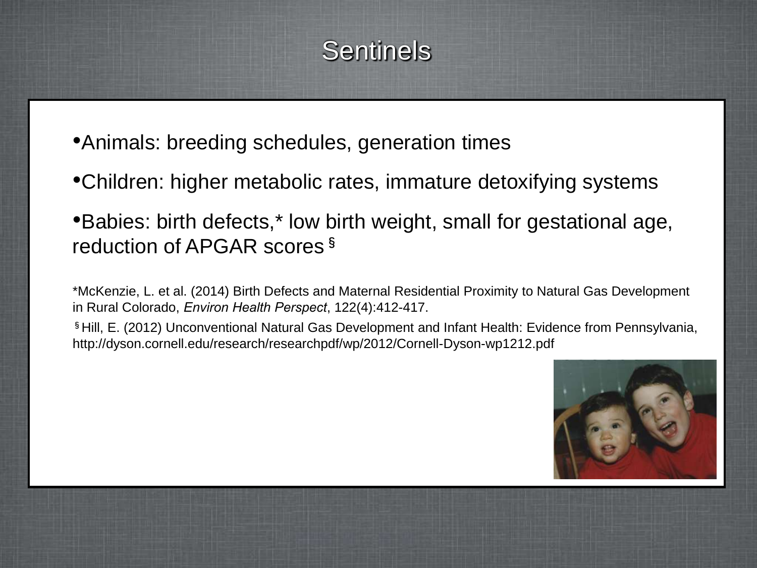# Sentinels

- Animals: breeding schedules, generation times
- Children: higher metabolic rates, immature detoxifying systems
- Babies: birth defects,* low birth weight, small for gestational age, reduction of APGAR scores [§]

*McKenzie, L. et al. (2014) Birth Defects and Maternal Residential Proximity to Natural Gas Development in Rural Colorado, *Environ Health Perspect*, 122(4):412-417.

[§] Hill, E. (2012) Unconventional Natural Gas Development and Infant Health: Evidence from Pennsylvania, http://dyson.cornell.edu/research/researchpdf/wp/2012/Cornell-Dyson-wp1212.pdf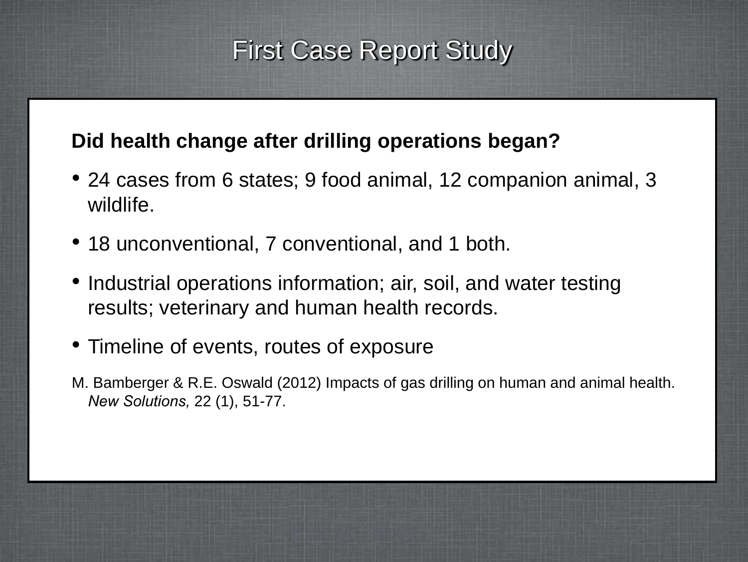# First Case Report Study

**Did health change after drilling operations began?**

- 24 cases from 6 states; 9 food animal, 12 companion animal, 3 wildlife.
- 18 unconventional, 7 conventional, and 1 both.
- Industrial operations information; air, soil, and water testing results; veterinary and human health records.
- Timeline of events, routes of exposure

M. Bamberger & R.E. Oswald (2012) Impacts of gas drilling on human and animal health. *New Solutions,* 22 (1), 51-77.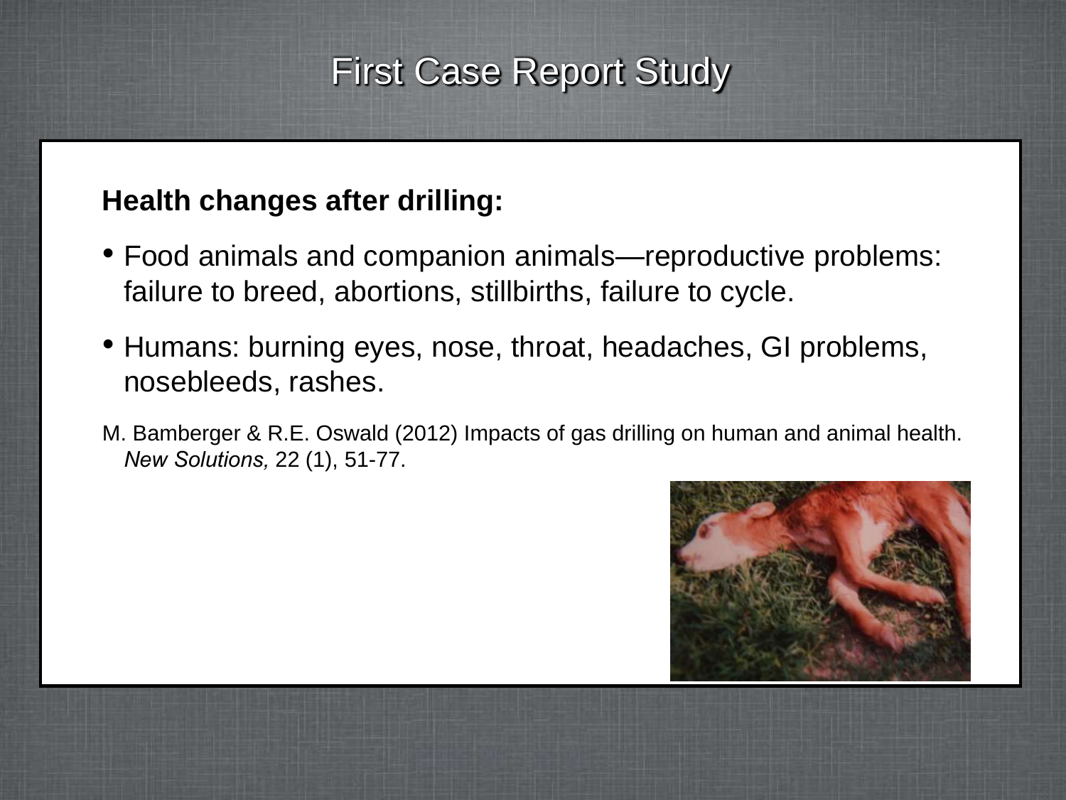# First Case Report Study

**Health changes after drilling:**

- Food animals and companion animals—reproductive problems: failure to breed, abortions, stillbirths, failure to cycle.
- Humans: burning eyes, nose, throat, headaches, GI problems, nosebleeds, rashes.

M. Bamberger & R.E. Oswald (2012) Impacts of gas drilling on human and animal health. *New Solutions,* 22 (1), 51-77.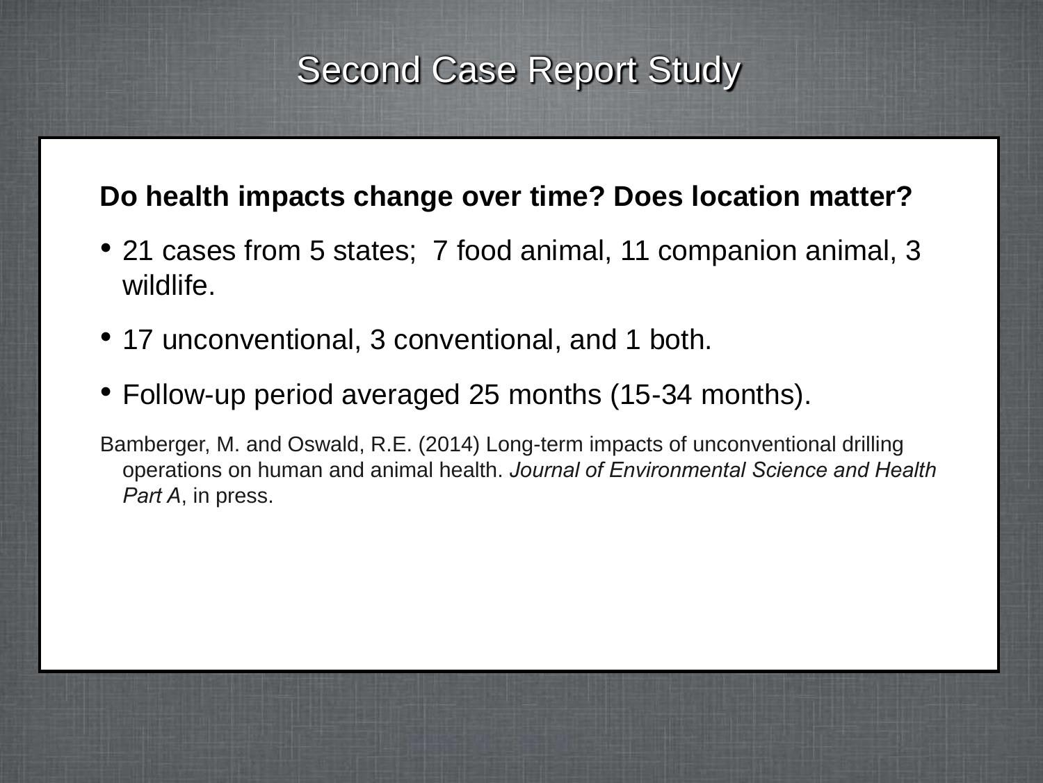# Second Case Report Study

**Do health impacts change over time? Does location matter?**

- 21 cases from 5 states;  7 food animal, 11 companion animal, 3 wildlife.
- 17 unconventional, 3 conventional, and 1 both.
- Follow-up period averaged 25 months (15-34 months).

Bamberger, M. and Oswald, R.E. (2014) Long-term impacts of unconventional drilling operations on human and animal health. *Journal of Environmental Science and Health Part A*, in press.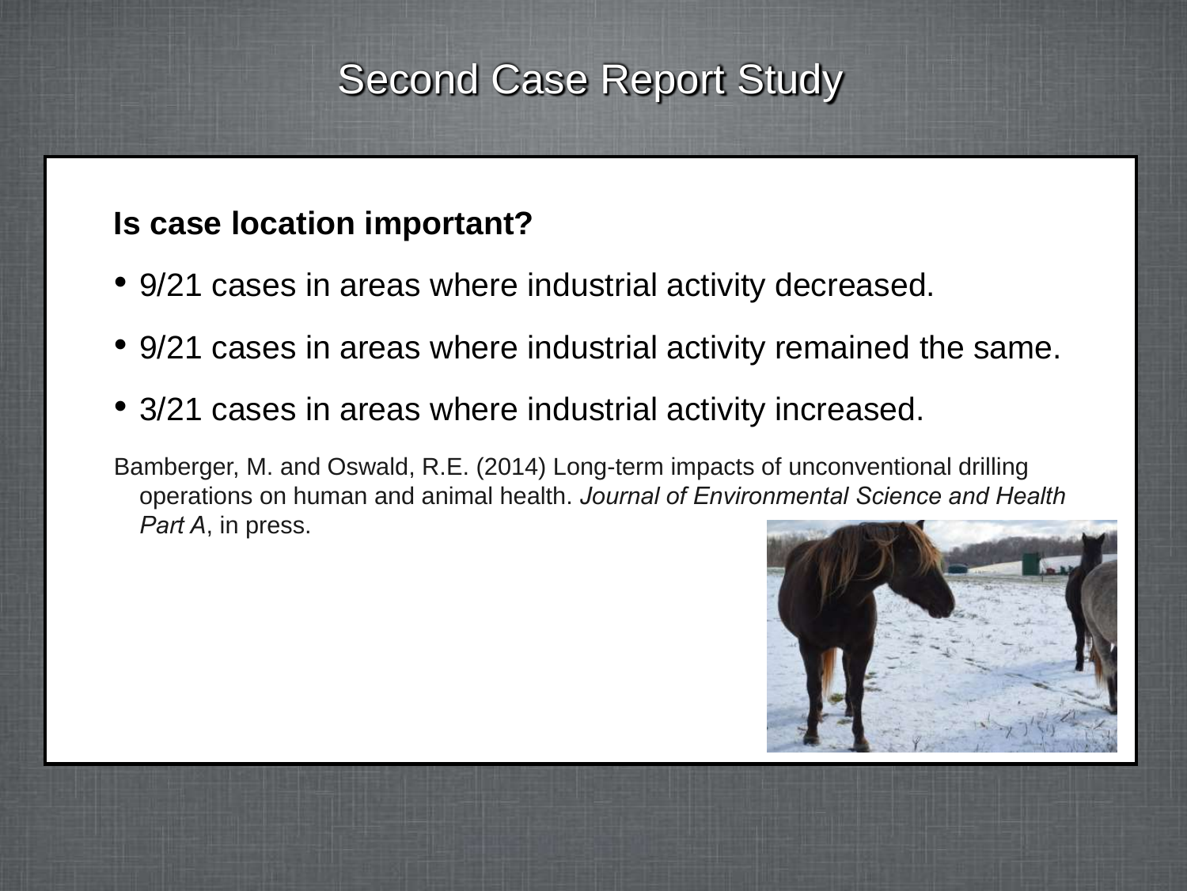# Second Case Report Study

**Is case location important?**

- 9/21 cases in areas where industrial activity decreased.
- 9/21 cases in areas where industrial activity remained the same.
- 3/21 cases in areas where industrial activity increased.

Bamberger, M. and Oswald, R.E. (2014) Long-term impacts of unconventional drilling operations on human and animal health. *Journal of Environmental Science and Health Part A*, in press.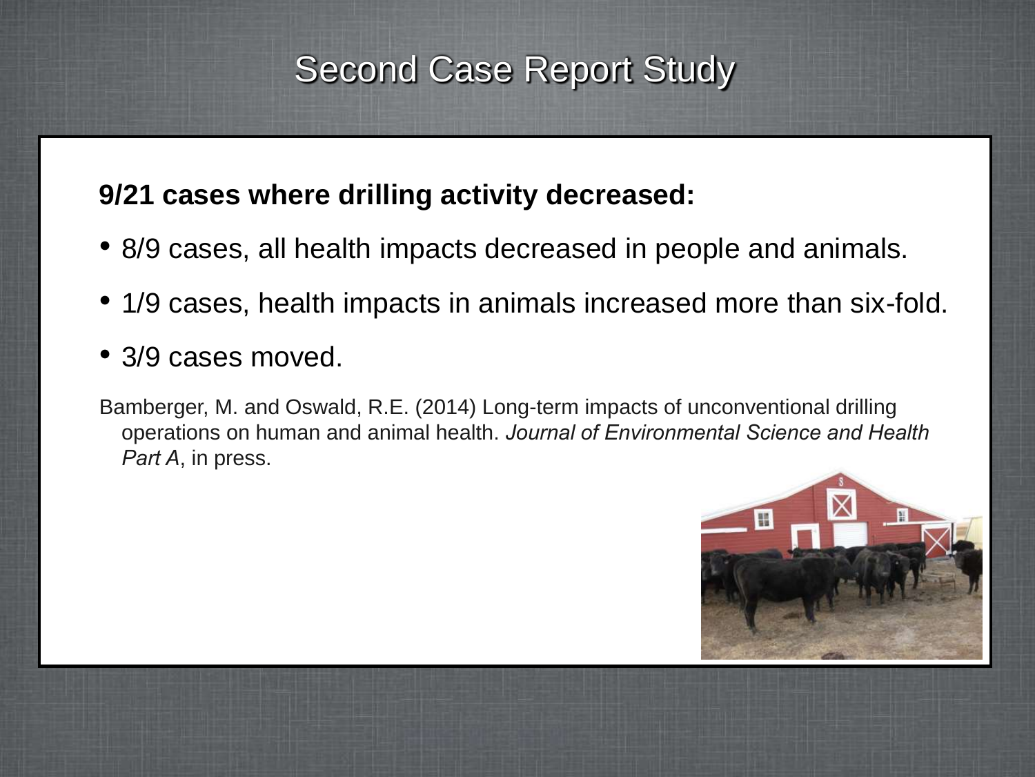# Second Case Report Study

**9/21 cases where drilling activity decreased:**

- 8/9 cases, all health impacts decreased in people and animals.
- 1/9 cases, health impacts in animals increased more than six-fold.
- 3/9 cases moved.

Bamberger, M. and Oswald, R.E. (2014) Long-term impacts of unconventional drilling operations on human and animal health. *Journal of Environmental Science and Health Part A*, in press.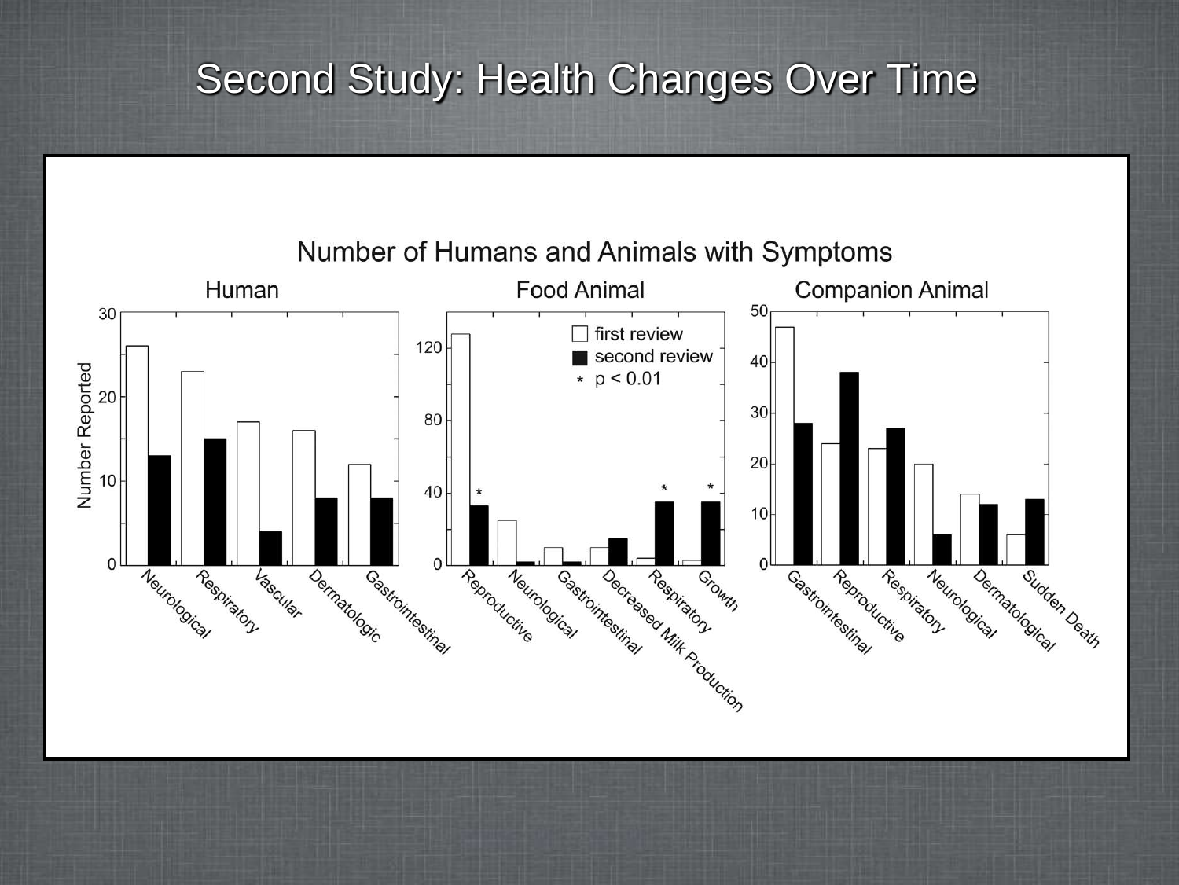# Second Study: Health Changes Over Time

Number of Humans and Animals with Symptoms

Human

Food Animal

Companion Animal

□ first review

■ second review

* $p < 0.01$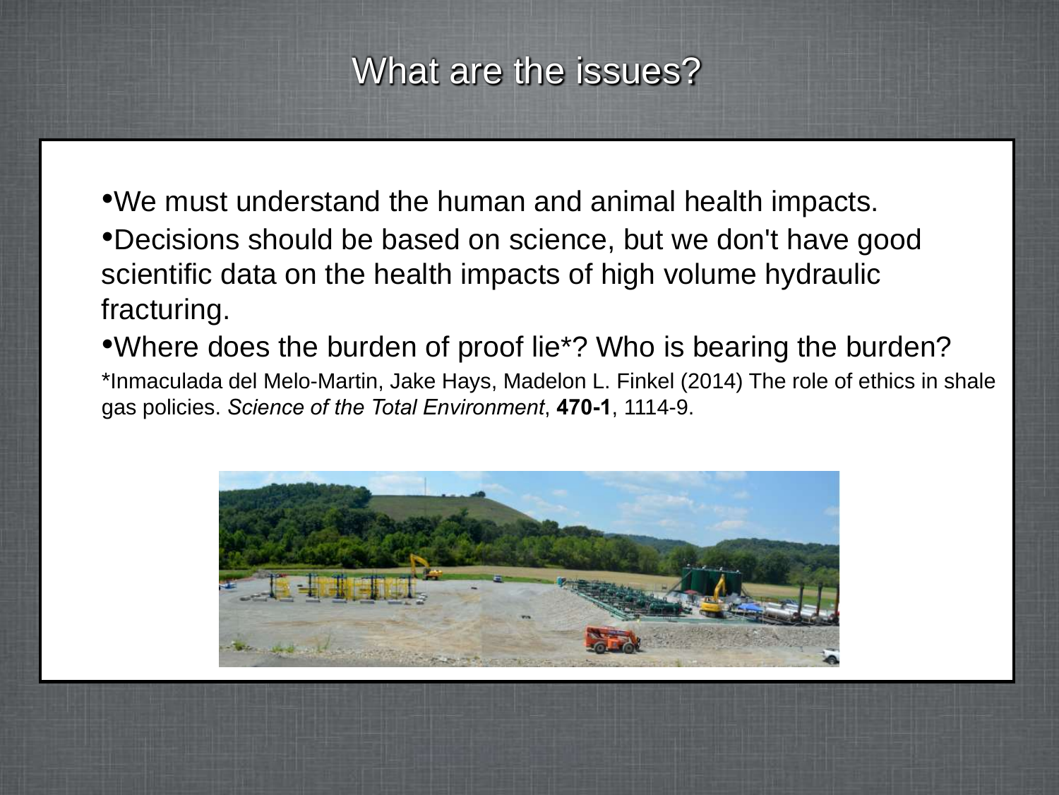# What are the issues?

- We must understand the human and animal health impacts.
- Decisions should be based on science, but we don't have good scientific data on the health impacts of high volume hydraulic fracturing.
- Where does the burden of proof lie*? Who is bearing the burden?

*Inmaculada del Melo-Martin, Jake Hays, Madelon L. Finkel (2014) The role of ethics in shale gas policies. *Science of the Total Environment*, **470-1**, 1114-9.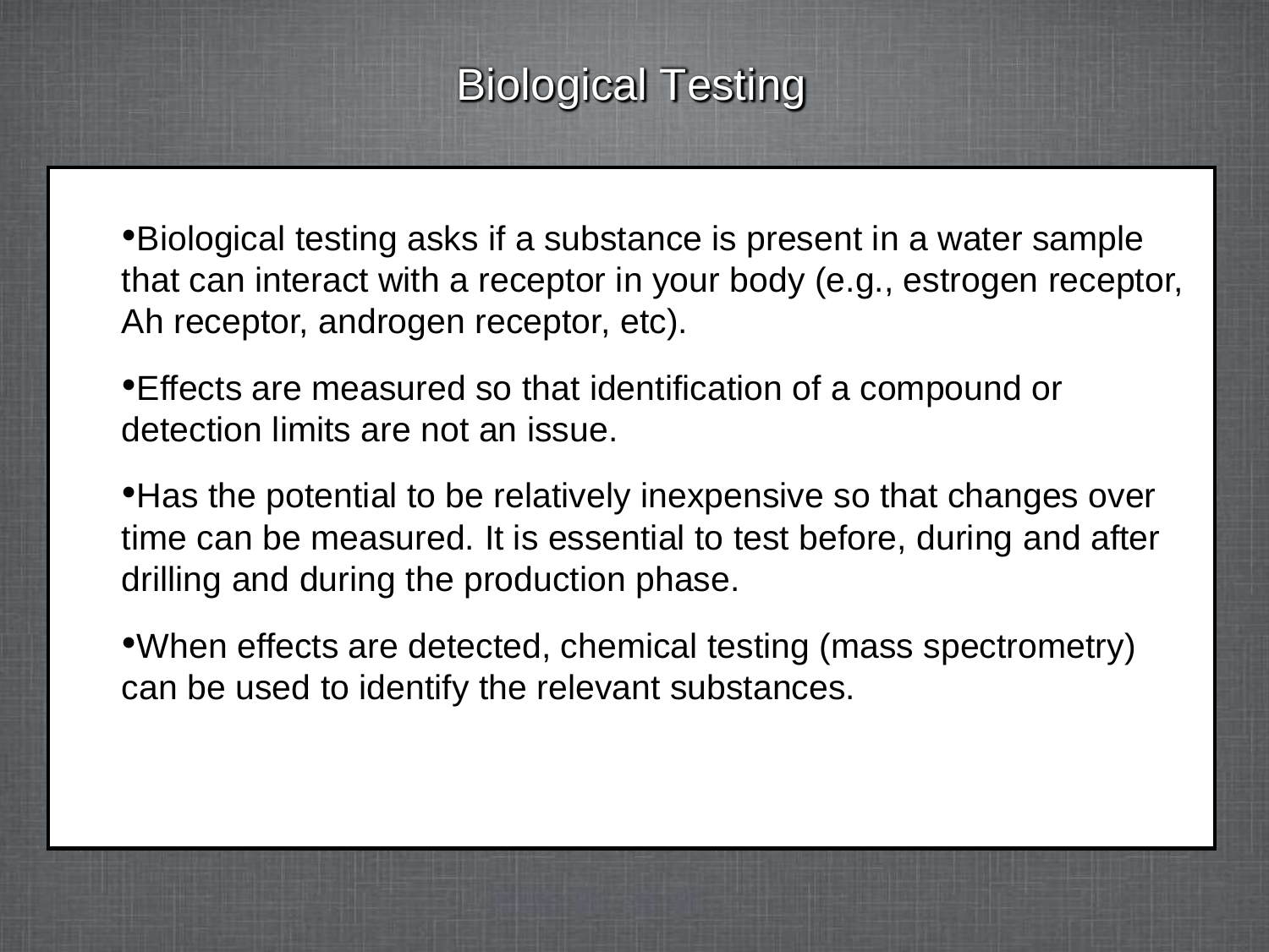# Biological Testing

- Biological testing asks if a substance is present in a water sample that can interact with a receptor in your body (e.g., estrogen receptor, Ah receptor, androgen receptor, etc).
- Effects are measured so that identification of a compound or detection limits are not an issue.
- Has the potential to be relatively inexpensive so that changes over time can be measured. It is essential to test before, during and after drilling and during the production phase.
- When effects are detected, chemical testing (mass spectrometry) can be used to identify the relevant substances.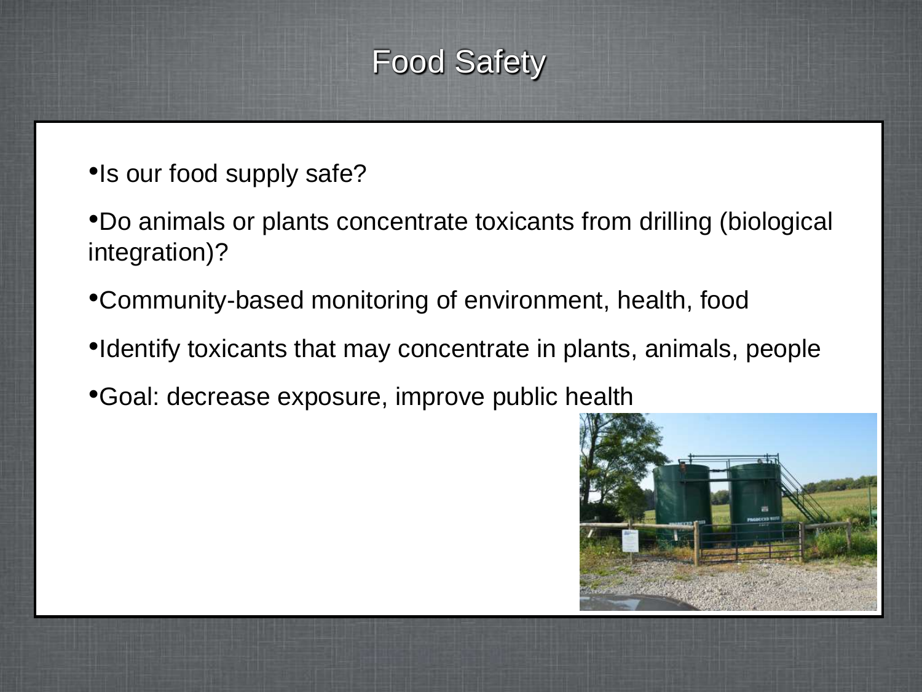# Food Safety

- Is our food supply safe?
- Do animals or plants concentrate toxicants from drilling (biological integration)?
- Community-based monitoring of environment, health, food
- Identify toxicants that may concentrate in plants, animals, people
- Goal: decrease exposure, improve public health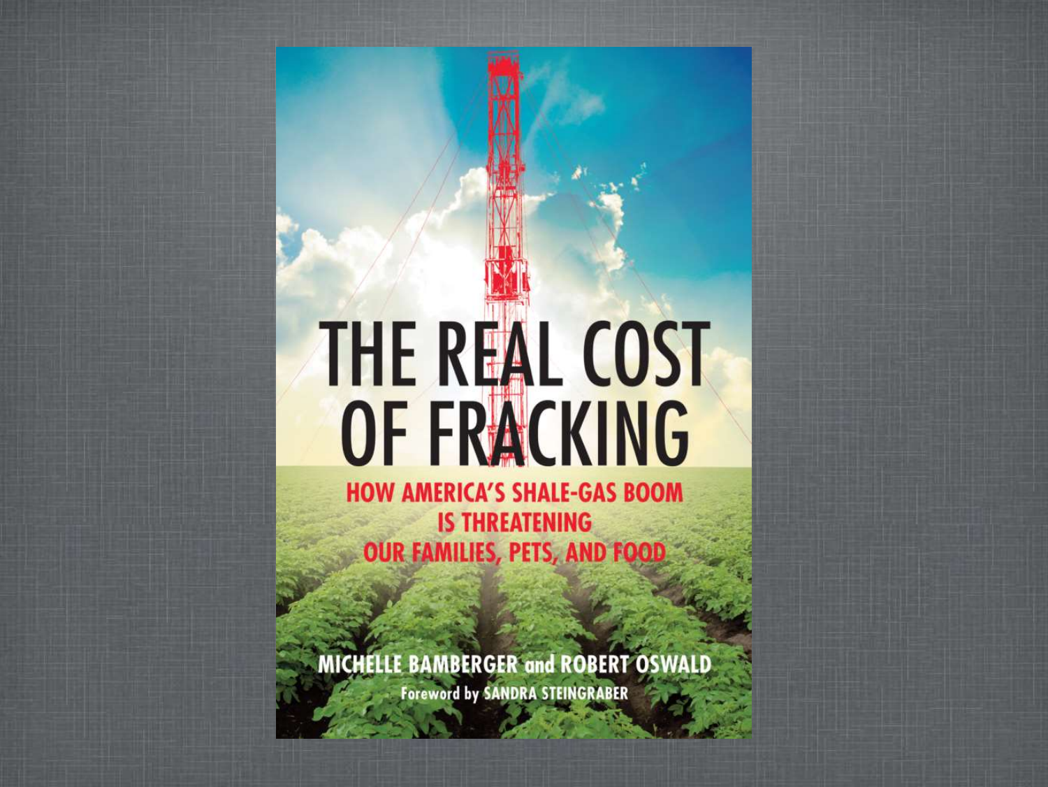# THE REAL COST OF FRACKING

## HOW AMERICA'S SHALE-GAS BOOM IS THREATENING OUR FAMILIES, PETS, AND FOOD

MICHELLE BAMBERGER and ROBERT OSWALD

Foreword by SANDRA STEINGRABER